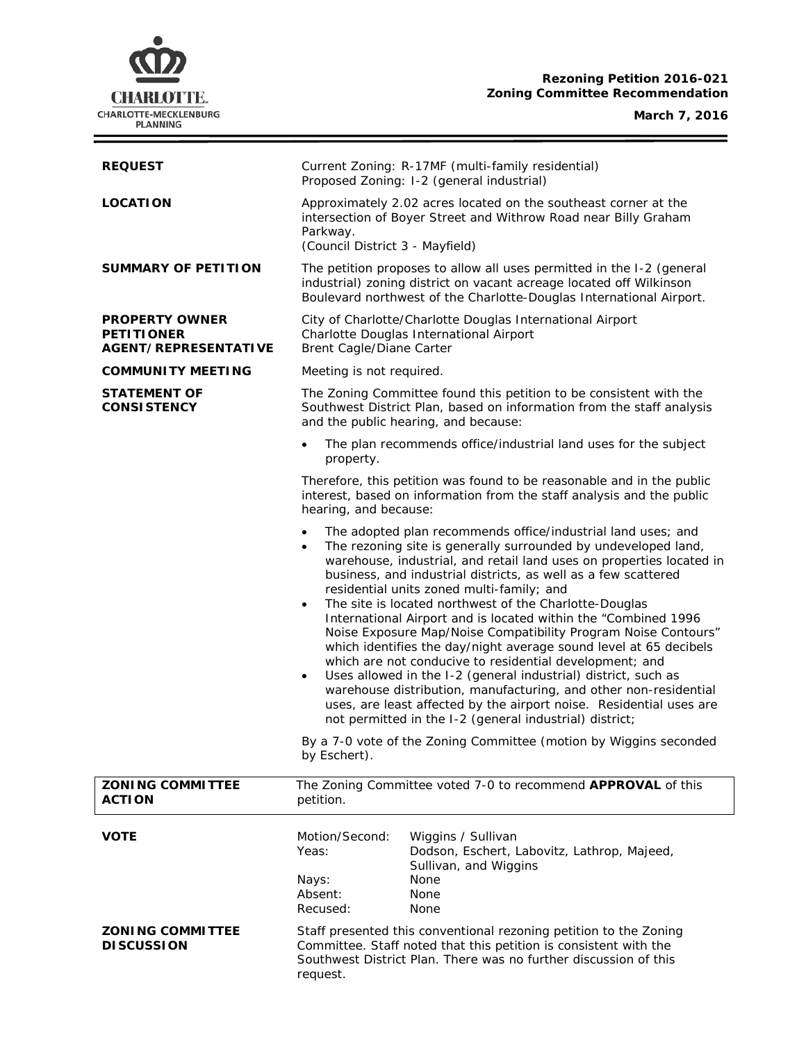**Rezoning Petition 2016-021**
**Zoning Committee Recommendation**

**March 7, 2016**

| | |
|---|---|
| **REQUEST** | Current Zoning: R-17MF (multi-family residential)<br>Proposed Zoning: I-2 (general industrial) |
| **LOCATION** | Approximately 2.02 acres located on the southeast corner at the intersection of Boyer Street and Withrow Road near Billy Graham Parkway.<br>(Council District 3 - Mayfield) |
| **SUMMARY OF PETITION** | The petition proposes to allow all uses permitted in the I-2 (general industrial) zoning district on vacant acreage located off Wilkinson Boulevard northwest of the Charlotte-Douglas International Airport. |
| **PROPERTY OWNER**<br>**PETITIONER**<br>**AGENT/REPRESENTATIVE** | City of Charlotte/Charlotte Douglas International Airport<br>Charlotte Douglas International Airport<br>Brent Cagle/Diane Carter |
| **COMMUNITY MEETING** | Meeting is not required. |

**STATEMENT OF CONSISTENCY**

The Zoning Committee found this petition to be consistent with the Southwest District Plan, based on information from the staff analysis and the public hearing, and because:

- The plan recommends office/industrial land uses for the subject property.

Therefore, this petition was found to be reasonable and in the public interest, based on information from the staff analysis and the public hearing, and because:

- The adopted plan recommends office/industrial land uses; and
- The rezoning site is generally surrounded by undeveloped land, warehouse, industrial, and retail land uses on properties located in business, and industrial districts, as well as a few scattered residential units zoned multi-family; and
- The site is located northwest of the Charlotte-Douglas International Airport and is located within the "Combined 1996 Noise Exposure Map/Noise Compatibility Program Noise Contours" which identifies the day/night average sound level at 65 decibels which are not conducive to residential development; and
- Uses allowed in the I-2 (general industrial) district, such as warehouse distribution, manufacturing, and other non-residential uses, are least affected by the airport noise. Residential uses are not permitted in the I-2 (general industrial) district;

By a 7-0 vote of the Zoning Committee (motion by Wiggins seconded by Eschert).

| | |
|---|---|
| **ZONING COMMITTEE ACTION** | The Zoning Committee voted 7-0 to recommend **APPROVAL** of this petition. |

**VOTE**

| | |
|---|---|
| Motion/Second: | Wiggins / Sullivan |
| Yeas: | Dodson, Eschert, Labovitz, Lathrop, Majeed, Sullivan, and Wiggins |
| Nays: | None |
| Absent: | None |
| Recused: | None |

**ZONING COMMITTEE DISCUSSION**

Staff presented this conventional rezoning petition to the Zoning Committee. Staff noted that this petition is consistent with the Southwest District Plan. There was no further discussion of this request.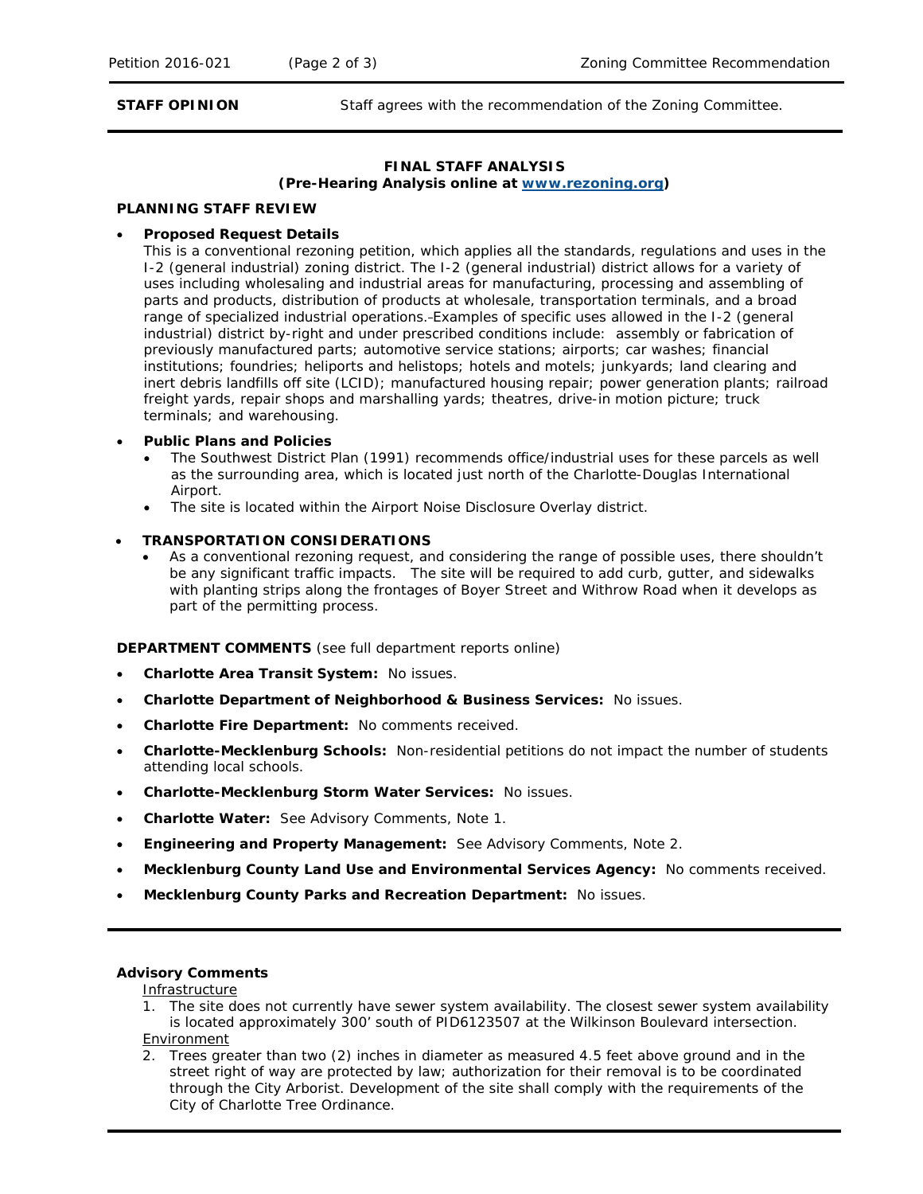**STAFF OPINION** Staff agrees with the recommendation of the Zoning Committee.

**FINAL STAFF ANALYSIS**
**(Pre-Hearing Analysis online at [www.rezoning.org](http://www.rezoning.org))**

**PLANNING STAFF REVIEW**

- **Proposed Request Details**
  This is a conventional rezoning petition, which applies all the standards, regulations and uses in the I-2 (general industrial) zoning district. The I-2 (general industrial) district allows for a variety of uses including wholesaling and industrial areas for manufacturing, processing and assembling of parts and products, distribution of products at wholesale, transportation terminals, and a broad range of specialized industrial operations. Examples of specific uses allowed in the I-2 (general industrial) district by-right and under prescribed conditions include: assembly or fabrication of previously manufactured parts; automotive service stations; airports; car washes; financial institutions; foundries; heliports and helistops; hotels and motels; junkyards; land clearing and inert debris landfills off site (LCID); manufactured housing repair; power generation plants; railroad freight yards, repair shops and marshalling yards; theatres, drive-in motion picture; truck terminals; and warehousing.

- **Public Plans and Policies**
  - The Southwest District Plan (1991) recommends office/industrial uses for these parcels as well as the surrounding area, which is located just north of the Charlotte-Douglas International Airport.
  - The site is located within the Airport Noise Disclosure Overlay district.

- **TRANSPORTATION CONSIDERATIONS**
  - As a conventional rezoning request, and considering the range of possible uses, there shouldn't be any significant traffic impacts. The site will be required to add curb, gutter, and sidewalks with planting strips along the frontages of Boyer Street and Withrow Road when it develops as part of the permitting process.

**DEPARTMENT COMMENTS** (see full department reports online)

- **Charlotte Area Transit System:** No issues.
- **Charlotte Department of Neighborhood & Business Services:** No issues.
- **Charlotte Fire Department:** No comments received.
- **Charlotte-Mecklenburg Schools:** Non-residential petitions do not impact the number of students attending local schools.
- **Charlotte-Mecklenburg Storm Water Services:** No issues.
- **Charlotte Water:** See Advisory Comments, Note 1.
- **Engineering and Property Management:** See Advisory Comments, Note 2.
- **Mecklenburg County Land Use and Environmental Services Agency:** No comments received.
- **Mecklenburg County Parks and Recreation Department:** No issues.

**Advisory Comments**

Infrastructure

1. The site does not currently have sewer system availability. The closest sewer system availability is located approximately 300' south of PID6123507 at the Wilkinson Boulevard intersection.

Environment

2. Trees greater than two (2) inches in diameter as measured 4.5 feet above ground and in the street right of way are protected by law; authorization for their removal is to be coordinated through the City Arborist. Development of the site shall comply with the requirements of the City of Charlotte Tree Ordinance.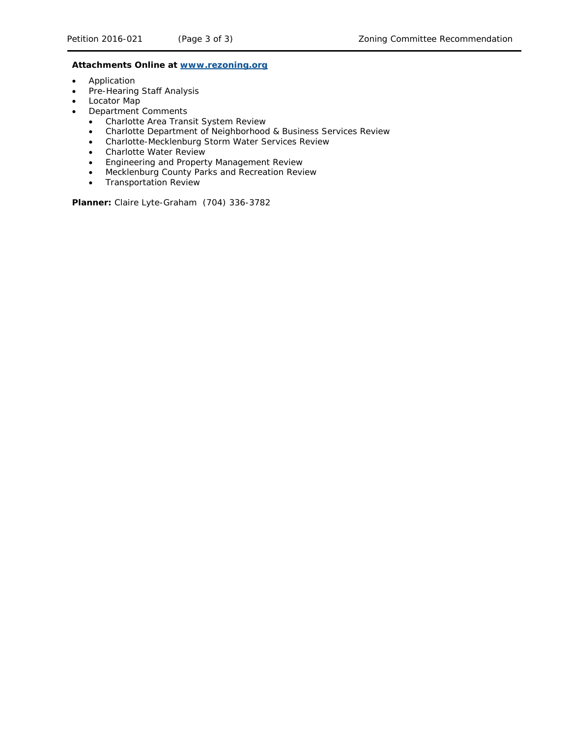**Attachments Online at [www.rezoning.org](www.rezoning.org)**

- Application
- Pre-Hearing Staff Analysis
- Locator Map
- Department Comments
  - Charlotte Area Transit System Review
  - Charlotte Department of Neighborhood & Business Services Review
  - Charlotte-Mecklenburg Storm Water Services Review
  - Charlotte Water Review
  - Engineering and Property Management Review
  - Mecklenburg County Parks and Recreation Review
  - Transportation Review

**Planner:** Claire Lyte-Graham (704) 336-3782